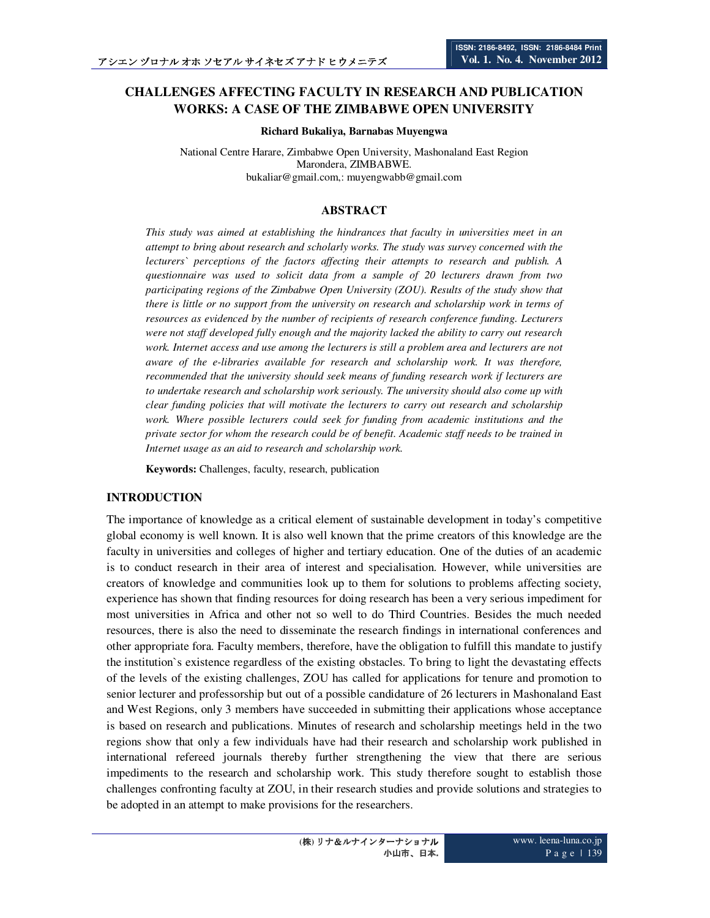# CHALLENGES AFFECTING FACULTY IN RESEARCH AND PUBLICATION WORKS: A CASE OF THE ZIMBABWE OPEN UNIVERSITY

**Richard Bukaliya, Barnabas Muyengwa**

National Centre Harare, Zimbabwe Open University, Mashonaland East Region
Marondera, ZIMBABWE.
bukaliar@gmail.com,: muyengwabb@gmail.com

## ABSTRACT

*This study was aimed at establishing the hindrances that faculty in universities meet in an attempt to bring about research and scholarly works. The study was survey concerned with the lecturers` perceptions of the factors affecting their attempts to research and publish. A questionnaire was used to solicit data from a sample of 20 lecturers drawn from two participating regions of the Zimbabwe Open University (ZOU). Results of the study show that there is little or no support from the university on research and scholarship work in terms of resources as evidenced by the number of recipients of research conference funding. Lecturers were not staff developed fully enough and the majority lacked the ability to carry out research work. Internet access and use among the lecturers is still a problem area and lecturers are not aware of the e-libraries available for research and scholarship work. It was therefore, recommended that the university should seek means of funding research work if lecturers are to undertake research and scholarship work seriously. The university should also come up with clear funding policies that will motivate the lecturers to carry out research and scholarship work. Where possible lecturers could seek for funding from academic institutions and the private sector for whom the research could be of benefit. Academic staff needs to be trained in Internet usage as an aid to research and scholarship work.*

**Keywords:** Challenges, faculty, research, publication

## INTRODUCTION

The importance of knowledge as a critical element of sustainable development in today's competitive global economy is well known. It is also well known that the prime creators of this knowledge are the faculty in universities and colleges of higher and tertiary education. One of the duties of an academic is to conduct research in their area of interest and specialisation. However, while universities are creators of knowledge and communities look up to them for solutions to problems affecting society, experience has shown that finding resources for doing research has been a very serious impediment for most universities in Africa and other not so well to do Third Countries. Besides the much needed resources, there is also the need to disseminate the research findings in international conferences and other appropriate fora. Faculty members, therefore, have the obligation to fulfill this mandate to justify the institution`s existence regardless of the existing obstacles. To bring to light the devastating effects of the levels of the existing challenges, ZOU has called for applications for tenure and promotion to senior lecturer and professorship but out of a possible candidature of 26 lecturers in Mashonaland East and West Regions, only 3 members have succeeded in submitting their applications whose acceptance is based on research and publications. Minutes of research and scholarship meetings held in the two regions show that only a few individuals have had their research and scholarship work published in international refereed journals thereby further strengthening the view that there are serious impediments to the research and scholarship work. This study therefore sought to establish those challenges confronting faculty at ZOU, in their research studies and provide solutions and strategies to be adopted in an attempt to make provisions for the researchers.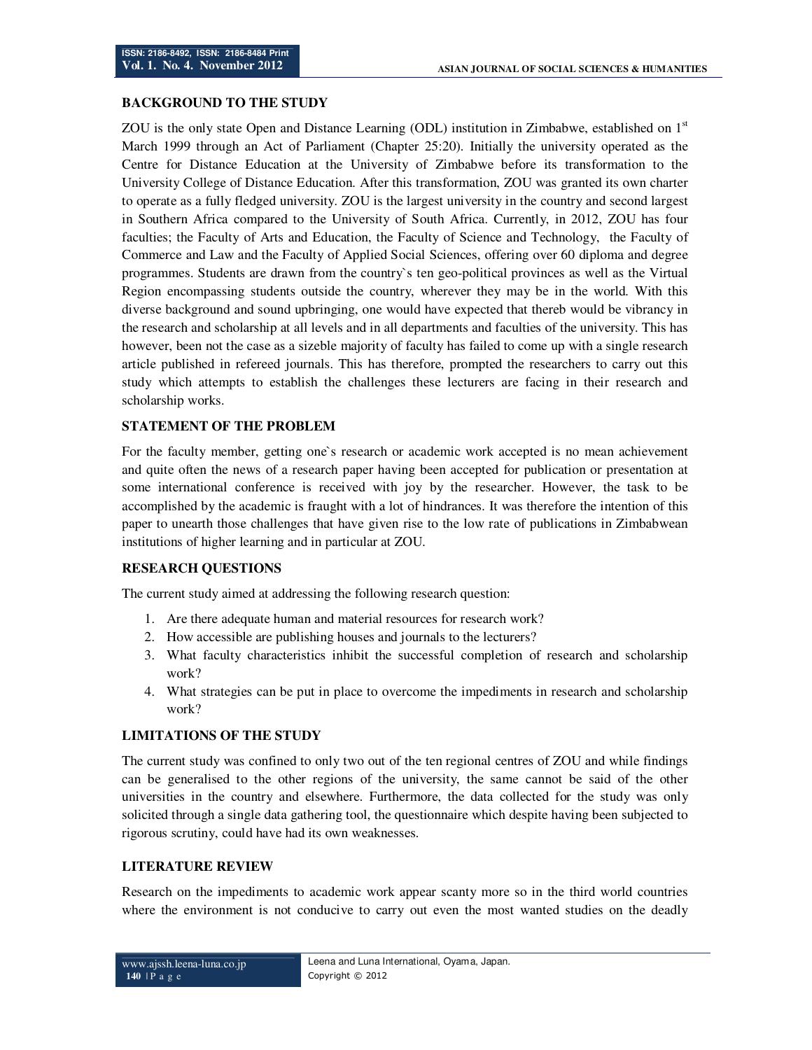## BACKGROUND TO THE STUDY

ZOU is the only state Open and Distance Learning (ODL) institution in Zimbabwe, established on 1st March 1999 through an Act of Parliament (Chapter 25:20). Initially the university operated as the Centre for Distance Education at the University of Zimbabwe before its transformation to the University College of Distance Education. After this transformation, ZOU was granted its own charter to operate as a fully fledged university. ZOU is the largest university in the country and second largest in Southern Africa compared to the University of South Africa. Currently, in 2012, ZOU has four faculties; the Faculty of Arts and Education, the Faculty of Science and Technology, the Faculty of Commerce and Law and the Faculty of Applied Social Sciences, offering over 60 diploma and degree programmes. Students are drawn from the country`s ten geo-political provinces as well as the Virtual Region encompassing students outside the country, wherever they may be in the world. With this diverse background and sound upbringing, one would have expected that thereb would be vibrancy in the research and scholarship at all levels and in all departments and faculties of the university. This has however, been not the case as a sizeble majority of faculty has failed to come up with a single research article published in refereed journals. This has therefore, prompted the researchers to carry out this study which attempts to establish the challenges these lecturers are facing in their research and scholarship works.

## STATEMENT OF THE PROBLEM

For the faculty member, getting one`s research or academic work accepted is no mean achievement and quite often the news of a research paper having been accepted for publication or presentation at some international conference is received with joy by the researcher. However, the task to be accomplished by the academic is fraught with a lot of hindrances. It was therefore the intention of this paper to unearth those challenges that have given rise to the low rate of publications in Zimbabwean institutions of higher learning and in particular at ZOU.

## RESEARCH QUESTIONS

The current study aimed at addressing the following research question:

1. Are there adequate human and material resources for research work?
2. How accessible are publishing houses and journals to the lecturers?
3. What faculty characteristics inhibit the successful completion of research and scholarship work?
4. What strategies can be put in place to overcome the impediments in research and scholarship work?

## LIMITATIONS OF THE STUDY

The current study was confined to only two out of the ten regional centres of ZOU and while findings can be generalised to the other regions of the university, the same cannot be said of the other universities in the country and elsewhere. Furthermore, the data collected for the study was only solicited through a single data gathering tool, the questionnaire which despite having been subjected to rigorous scrutiny, could have had its own weaknesses.

## LITERATURE REVIEW

Research on the impediments to academic work appear scanty more so in the third world countries where the environment is not conducive to carry out even the most wanted studies on the deadly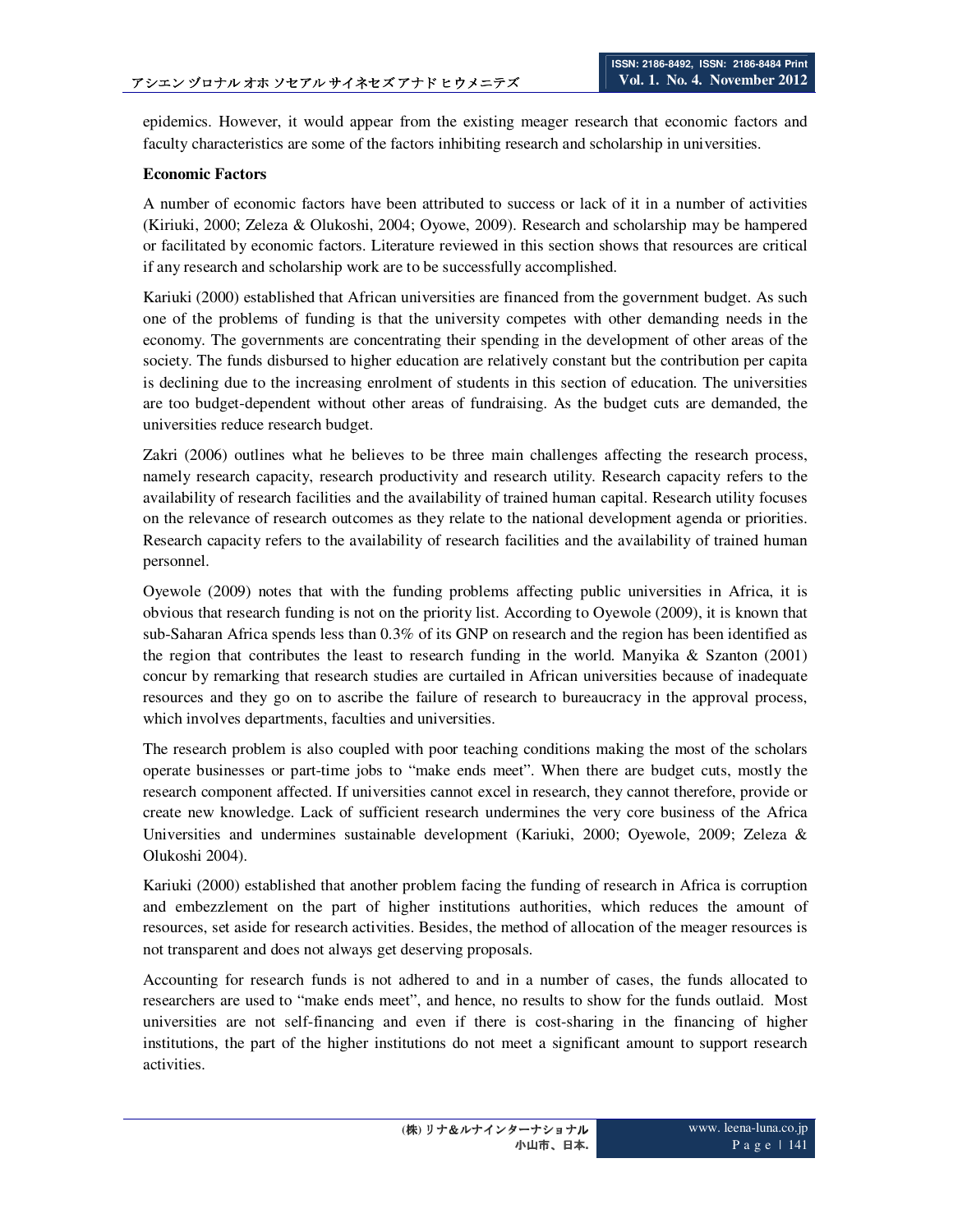epidemics. However, it would appear from the existing meager research that economic factors and faculty characteristics are some of the factors inhibiting research and scholarship in universities.

**Economic Factors**

A number of economic factors have been attributed to success or lack of it in a number of activities (Kiriuki, 2000; Zeleza & Olukoshi, 2004; Oyowe, 2009). Research and scholarship may be hampered or facilitated by economic factors. Literature reviewed in this section shows that resources are critical if any research and scholarship work are to be successfully accomplished.

Kariuki (2000) established that African universities are financed from the government budget. As such one of the problems of funding is that the university competes with other demanding needs in the economy. The governments are concentrating their spending in the development of other areas of the society. The funds disbursed to higher education are relatively constant but the contribution per capita is declining due to the increasing enrolment of students in this section of education. The universities are too budget-dependent without other areas of fundraising. As the budget cuts are demanded, the universities reduce research budget.

Zakri (2006) outlines what he believes to be three main challenges affecting the research process, namely research capacity, research productivity and research utility. Research capacity refers to the availability of research facilities and the availability of trained human capital. Research utility focuses on the relevance of research outcomes as they relate to the national development agenda or priorities. Research capacity refers to the availability of research facilities and the availability of trained human personnel.

Oyewole (2009) notes that with the funding problems affecting public universities in Africa, it is obvious that research funding is not on the priority list. According to Oyewole (2009), it is known that sub-Saharan Africa spends less than 0.3% of its GNP on research and the region has been identified as the region that contributes the least to research funding in the world. Manyika & Szanton (2001) concur by remarking that research studies are curtailed in African universities because of inadequate resources and they go on to ascribe the failure of research to bureaucracy in the approval process, which involves departments, faculties and universities.

The research problem is also coupled with poor teaching conditions making the most of the scholars operate businesses or part-time jobs to "make ends meet". When there are budget cuts, mostly the research component affected. If universities cannot excel in research, they cannot therefore, provide or create new knowledge. Lack of sufficient research undermines the very core business of the Africa Universities and undermines sustainable development (Kariuki, 2000; Oyewole, 2009; Zeleza & Olukoshi 2004).

Kariuki (2000) established that another problem facing the funding of research in Africa is corruption and embezzlement on the part of higher institutions authorities, which reduces the amount of resources, set aside for research activities. Besides, the method of allocation of the meager resources is not transparent and does not always get deserving proposals.

Accounting for research funds is not adhered to and in a number of cases, the funds allocated to researchers are used to "make ends meet", and hence, no results to show for the funds outlaid. Most universities are not self-financing and even if there is cost-sharing in the financing of higher institutions, the part of the higher institutions do not meet a significant amount to support research activities.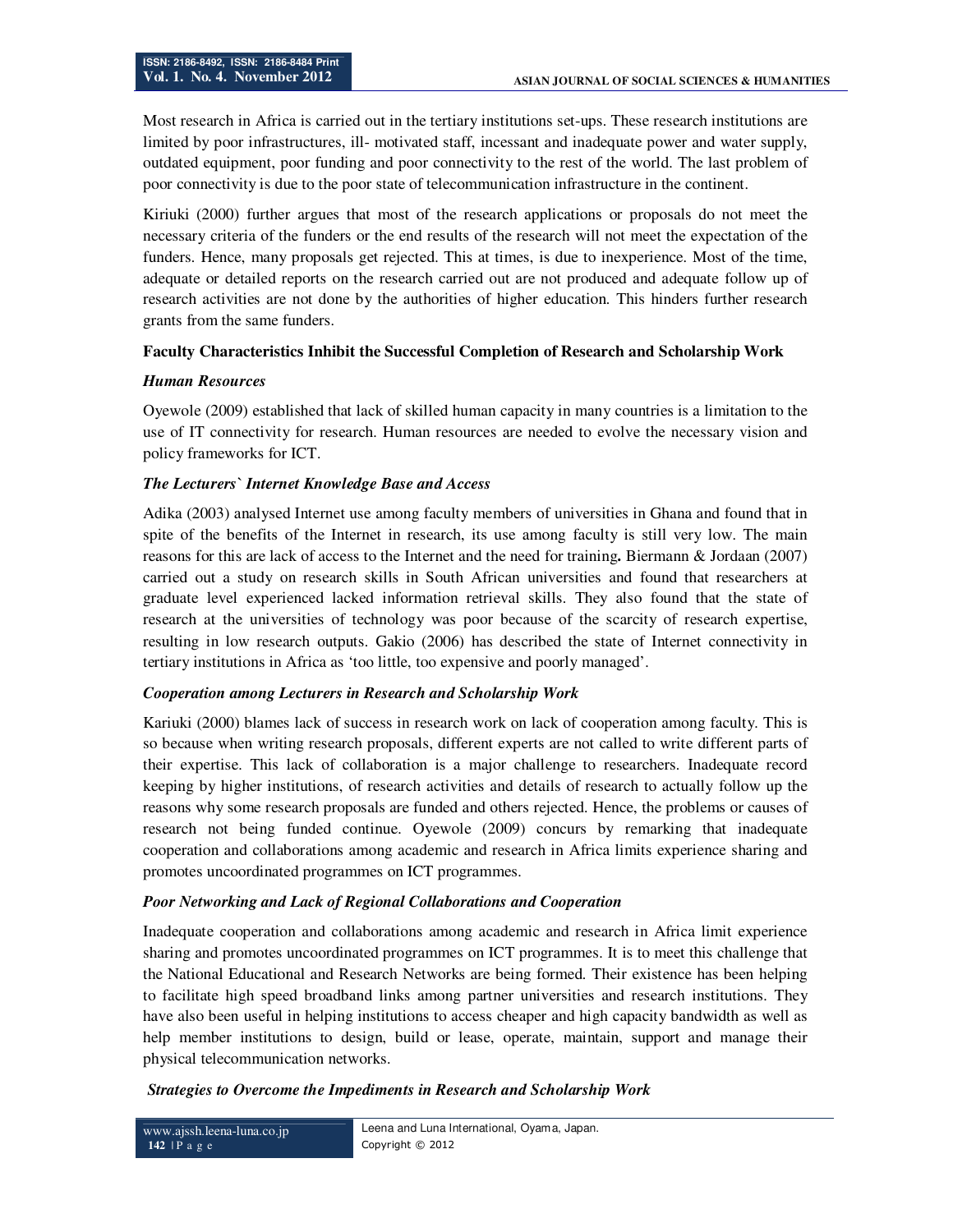Most research in Africa is carried out in the tertiary institutions set-ups. These research institutions are limited by poor infrastructures, ill- motivated staff, incessant and inadequate power and water supply, outdated equipment, poor funding and poor connectivity to the rest of the world. The last problem of poor connectivity is due to the poor state of telecommunication infrastructure in the continent.

Kiriuki (2000) further argues that most of the research applications or proposals do not meet the necessary criteria of the funders or the end results of the research will not meet the expectation of the funders. Hence, many proposals get rejected. This at times, is due to inexperience. Most of the time, adequate or detailed reports on the research carried out are not produced and adequate follow up of research activities are not done by the authorities of higher education. This hinders further research grants from the same funders.

**Faculty Characteristics Inhibit the Successful Completion of Research and Scholarship Work**

***Human Resources***

Oyewole (2009) established that lack of skilled human capacity in many countries is a limitation to the use of IT connectivity for research. Human resources are needed to evolve the necessary vision and policy frameworks for ICT.

***The Lecturers` Internet Knowledge Base and Access***

Adika (2003) analysed Internet use among faculty members of universities in Ghana and found that in spite of the benefits of the Internet in research, its use among faculty is still very low. The main reasons for this are lack of access to the Internet and the need for training**.** Biermann & Jordaan (2007) carried out a study on research skills in South African universities and found that researchers at graduate level experienced lacked information retrieval skills. They also found that the state of research at the universities of technology was poor because of the scarcity of research expertise, resulting in low research outputs. Gakio (2006) has described the state of Internet connectivity in tertiary institutions in Africa as 'too little, too expensive and poorly managed'.

***Cooperation among Lecturers in Research and Scholarship Work***

Kariuki (2000) blames lack of success in research work on lack of cooperation among faculty. This is so because when writing research proposals, different experts are not called to write different parts of their expertise. This lack of collaboration is a major challenge to researchers. Inadequate record keeping by higher institutions, of research activities and details of research to actually follow up the reasons why some research proposals are funded and others rejected. Hence, the problems or causes of research not being funded continue. Oyewole (2009) concurs by remarking that inadequate cooperation and collaborations among academic and research in Africa limits experience sharing and promotes uncoordinated programmes on ICT programmes.

***Poor Networking and Lack of Regional Collaborations and Cooperation***

Inadequate cooperation and collaborations among academic and research in Africa limit experience sharing and promotes uncoordinated programmes on ICT programmes. It is to meet this challenge that the National Educational and Research Networks are being formed. Their existence has been helping to facilitate high speed broadband links among partner universities and research institutions. They have also been useful in helping institutions to access cheaper and high capacity bandwidth as well as help member institutions to design, build or lease, operate, maintain, support and manage their physical telecommunication networks.

***Strategies to Overcome the Impediments in Research and Scholarship Work***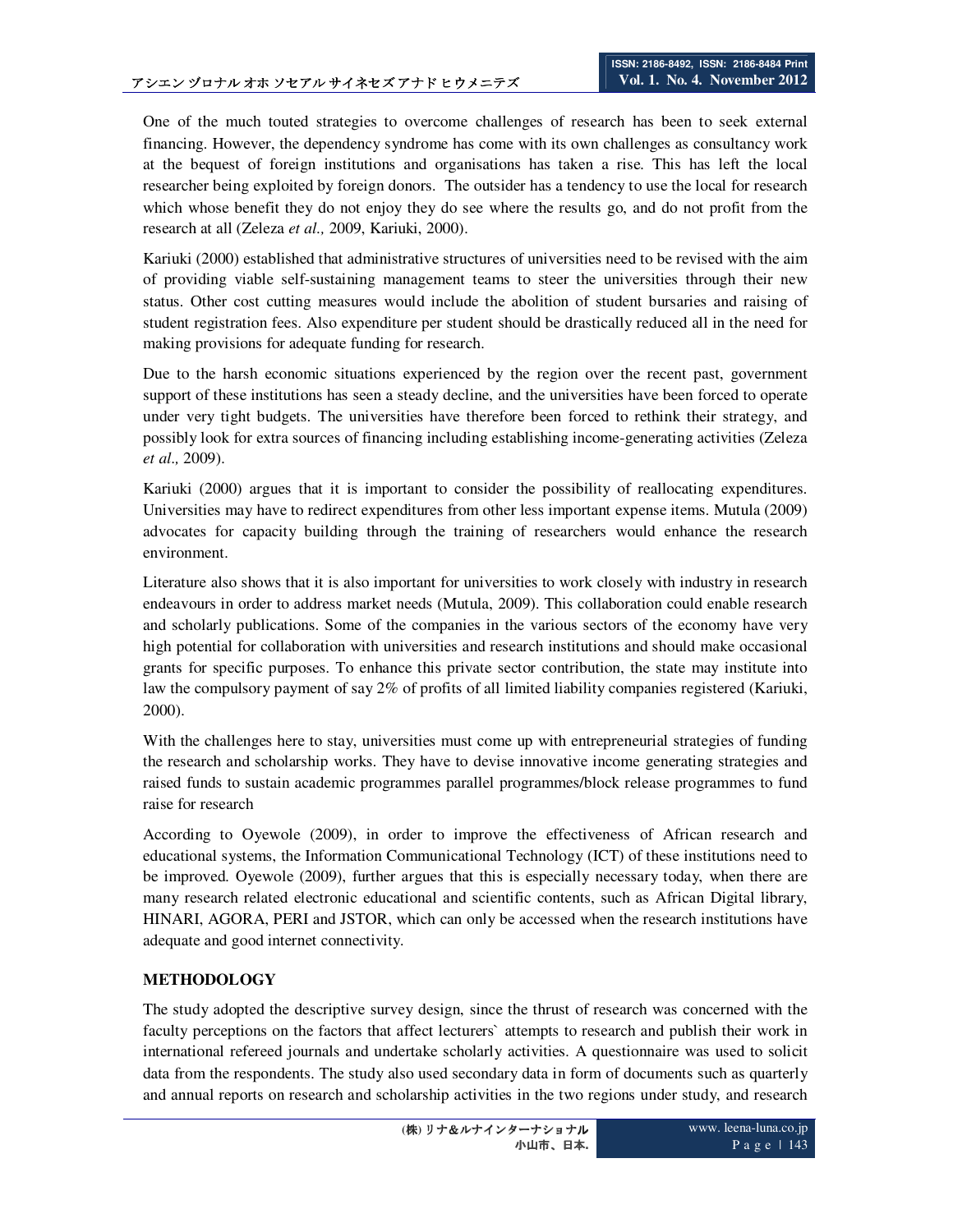One of the much touted strategies to overcome challenges of research has been to seek external financing. However, the dependency syndrome has come with its own challenges as consultancy work at the bequest of foreign institutions and organisations has taken a rise. This has left the local researcher being exploited by foreign donors. The outsider has a tendency to use the local for research which whose benefit they do not enjoy they do see where the results go, and do not profit from the research at all (Zeleza *et al.,* 2009, Kariuki, 2000).

Kariuki (2000) established that administrative structures of universities need to be revised with the aim of providing viable self-sustaining management teams to steer the universities through their new status. Other cost cutting measures would include the abolition of student bursaries and raising of student registration fees. Also expenditure per student should be drastically reduced all in the need for making provisions for adequate funding for research.

Due to the harsh economic situations experienced by the region over the recent past, government support of these institutions has seen a steady decline, and the universities have been forced to operate under very tight budgets. The universities have therefore been forced to rethink their strategy, and possibly look for extra sources of financing including establishing income-generating activities (Zeleza *et al.,* 2009).

Kariuki (2000) argues that it is important to consider the possibility of reallocating expenditures. Universities may have to redirect expenditures from other less important expense items. Mutula (2009) advocates for capacity building through the training of researchers would enhance the research environment.

Literature also shows that it is also important for universities to work closely with industry in research endeavours in order to address market needs (Mutula, 2009). This collaboration could enable research and scholarly publications. Some of the companies in the various sectors of the economy have very high potential for collaboration with universities and research institutions and should make occasional grants for specific purposes. To enhance this private sector contribution, the state may institute into law the compulsory payment of say 2% of profits of all limited liability companies registered (Kariuki, 2000).

With the challenges here to stay, universities must come up with entrepreneurial strategies of funding the research and scholarship works. They have to devise innovative income generating strategies and raised funds to sustain academic programmes parallel programmes/block release programmes to fund raise for research

According to Oyewole (2009), in order to improve the effectiveness of African research and educational systems, the Information Communicational Technology (ICT) of these institutions need to be improved. Oyewole (2009), further argues that this is especially necessary today, when there are many research related electronic educational and scientific contents, such as African Digital library, HINARI, AGORA, PERI and JSTOR, which can only be accessed when the research institutions have adequate and good internet connectivity.

## METHODOLOGY

The study adopted the descriptive survey design, since the thrust of research was concerned with the faculty perceptions on the factors that affect lecturers` attempts to research and publish their work in international refereed journals and undertake scholarly activities. A questionnaire was used to solicit data from the respondents. The study also used secondary data in form of documents such as quarterly and annual reports on research and scholarship activities in the two regions under study, and research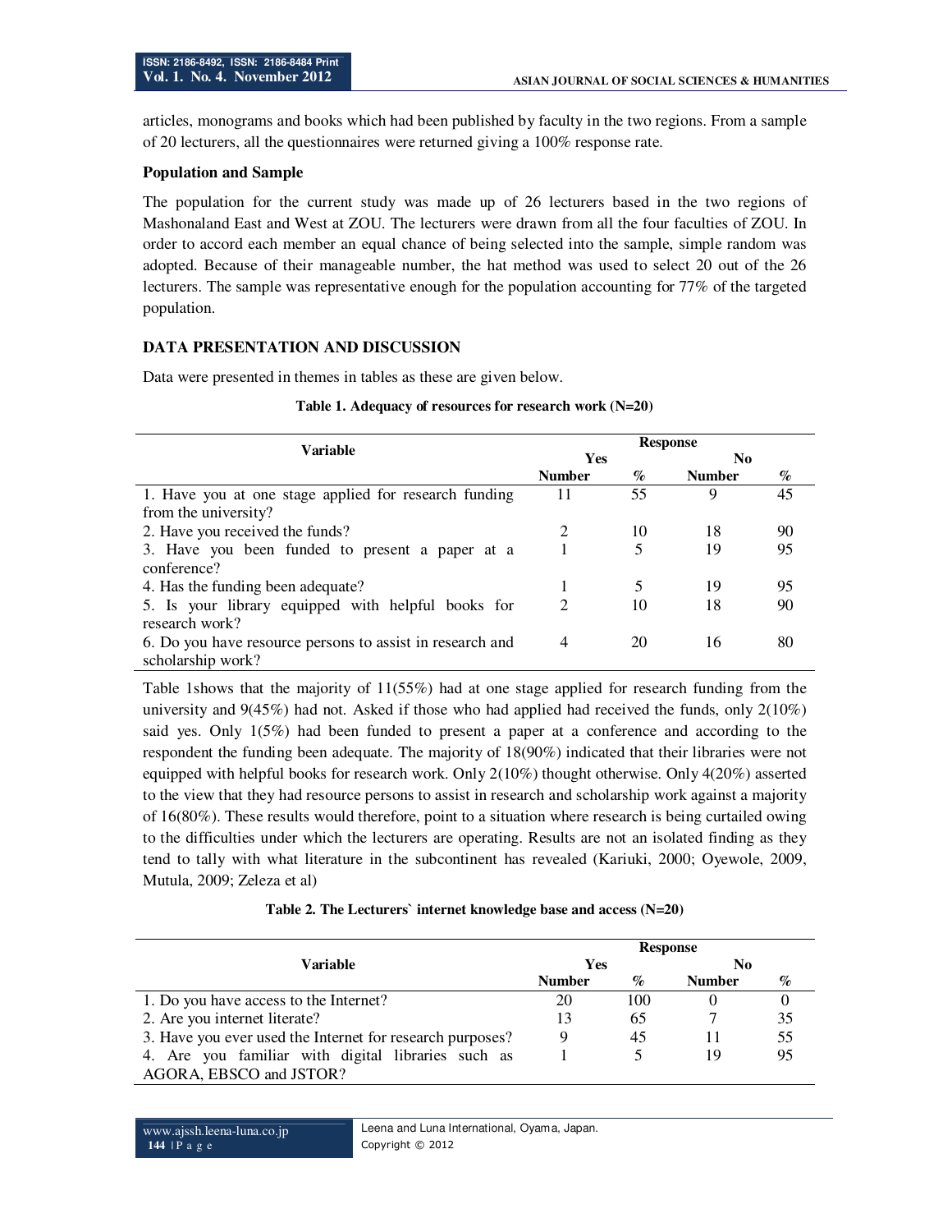articles, monograms and books which had been published by faculty in the two regions. From a sample of 20 lecturers, all the questionnaires were returned giving a 100% response rate.

**Population and Sample**

The population for the current study was made up of 26 lecturers based in the two regions of Mashonaland East and West at ZOU. The lecturers were drawn from all the four faculties of ZOU. In order to accord each member an equal chance of being selected into the sample, simple random was adopted. Because of their manageable number, the hat method was used to select 20 out of the 26 lecturers. The sample was representative enough for the population accounting for 77% of the targeted population.

## DATA PRESENTATION AND DISCUSSION

Data were presented in themes in tables as these are given below.

**Table 1. Adequacy of resources for research work (N=20)**

| Variable | Response | | | |
|---|---|---|---|---|
| | Yes | | No | |
| | Number | % | Number | % |
| 1. Have you at one stage applied for research funding from the university? | 11 | 55 | 9 | 45 |
| 2. Have you received the funds? | 2 | 10 | 18 | 90 |
| 3. Have you been funded to present a paper at a conference? | 1 | 5 | 19 | 95 |
| 4. Has the funding been adequate? | 1 | 5 | 19 | 95 |
| 5. Is your library equipped with helpful books for research work? | 2 | 10 | 18 | 90 |
| 6. Do you have resource persons to assist in research and scholarship work? | 4 | 20 | 16 | 80 |

Table 1shows that the majority of 11(55%) had at one stage applied for research funding from the university and 9(45%) had not. Asked if those who had applied had received the funds, only 2(10%) said yes. Only 1(5%) had been funded to present a paper at a conference and according to the respondent the funding been adequate. The majority of 18(90%) indicated that their libraries were not equipped with helpful books for research work. Only 2(10%) thought otherwise. Only 4(20%) asserted to the view that they had resource persons to assist in research and scholarship work against a majority of 16(80%). These results would therefore, point to a situation where research is being curtailed owing to the difficulties under which the lecturers are operating. Results are not an isolated finding as they tend to tally with what literature in the subcontinent has revealed (Kariuki, 2000; Oyewole, 2009, Mutula, 2009; Zeleza et al)

**Table 2. The Lecturers` internet knowledge base and access (N=20)**

| Variable | Response | | | |
|---|---|---|---|---|
| | Yes | | No | |
| | Number | % | Number | % |
| 1. Do you have access to the Internet? | 20 | 100 | 0 | 0 |
| 2. Are you internet literate? | 13 | 65 | 7 | 35 |
| 3. Have you ever used the Internet for research purposes? | 9 | 45 | 11 | 55 |
| 4. Are you familiar with digital libraries such as AGORA, EBSCO and JSTOR? | 1 | 5 | 19 | 95 |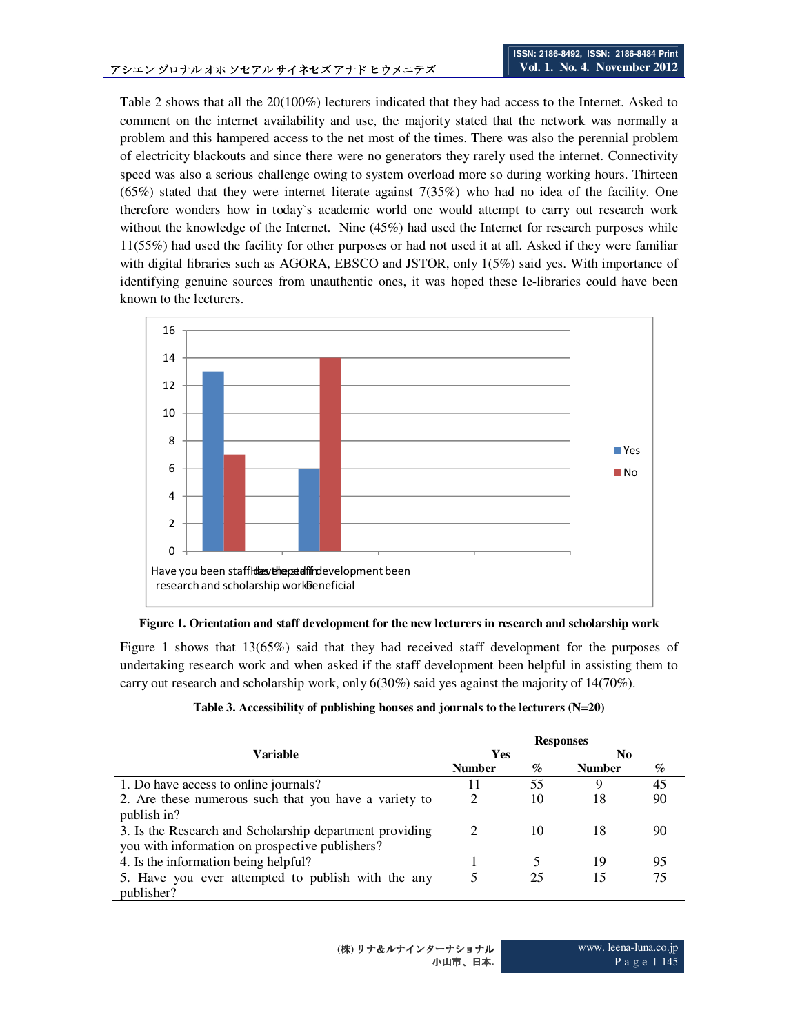Table 2 shows that all the 20(100%) lecturers indicated that they had access to the Internet. Asked to comment on the internet availability and use, the majority stated that the network was normally a problem and this hampered access to the net most of the times. There was also the perennial problem of electricity blackouts and since there were no generators they rarely used the internet. Connectivity speed was also a serious challenge owing to system overload more so during working hours. Thirteen (65%) stated that they were internet literate against 7(35%) who had no idea of the facility. One therefore wonders how in today`s academic world one would attempt to carry out research work without the knowledge of the Internet. Nine (45%) had used the Internet for research purposes while 11(55%) had used the facility for other purposes or had not used it at all. Asked if they were familiar with digital libraries such as AGORA, EBSCO and JSTOR, only 1(5%) said yes. With importance of identifying genuine sources from unauthentic ones, it was hoped these le-libraries could have been known to the lecturers.

**Figure 1. Orientation and staff development for the new lecturers in research and scholarship work**

Figure 1 shows that 13(65%) said that they had received staff development for the purposes of undertaking research work and when asked if the staff development been helpful in assisting them to carry out research and scholarship work, only 6(30%) said yes against the majority of 14(70%).

**Table 3. Accessibility of publishing houses and journals to the lecturers (N=20)**

| Variable | Responses | | | |
|---|---|---|---|---|
| | Yes | | No | |
| | Number | % | Number | % |
| 1. Do have access to online journals? | 11 | 55 | 9 | 45 |
| 2. Are these numerous such that you have a variety to publish in? | 2 | 10 | 18 | 90 |
| 3. Is the Research and Scholarship department providing you with information on prospective publishers? | 2 | 10 | 18 | 90 |
| 4. Is the information being helpful? | 1 | 5 | 19 | 95 |
| 5. Have you ever attempted to publish with the any publisher? | 5 | 25 | 15 | 75 |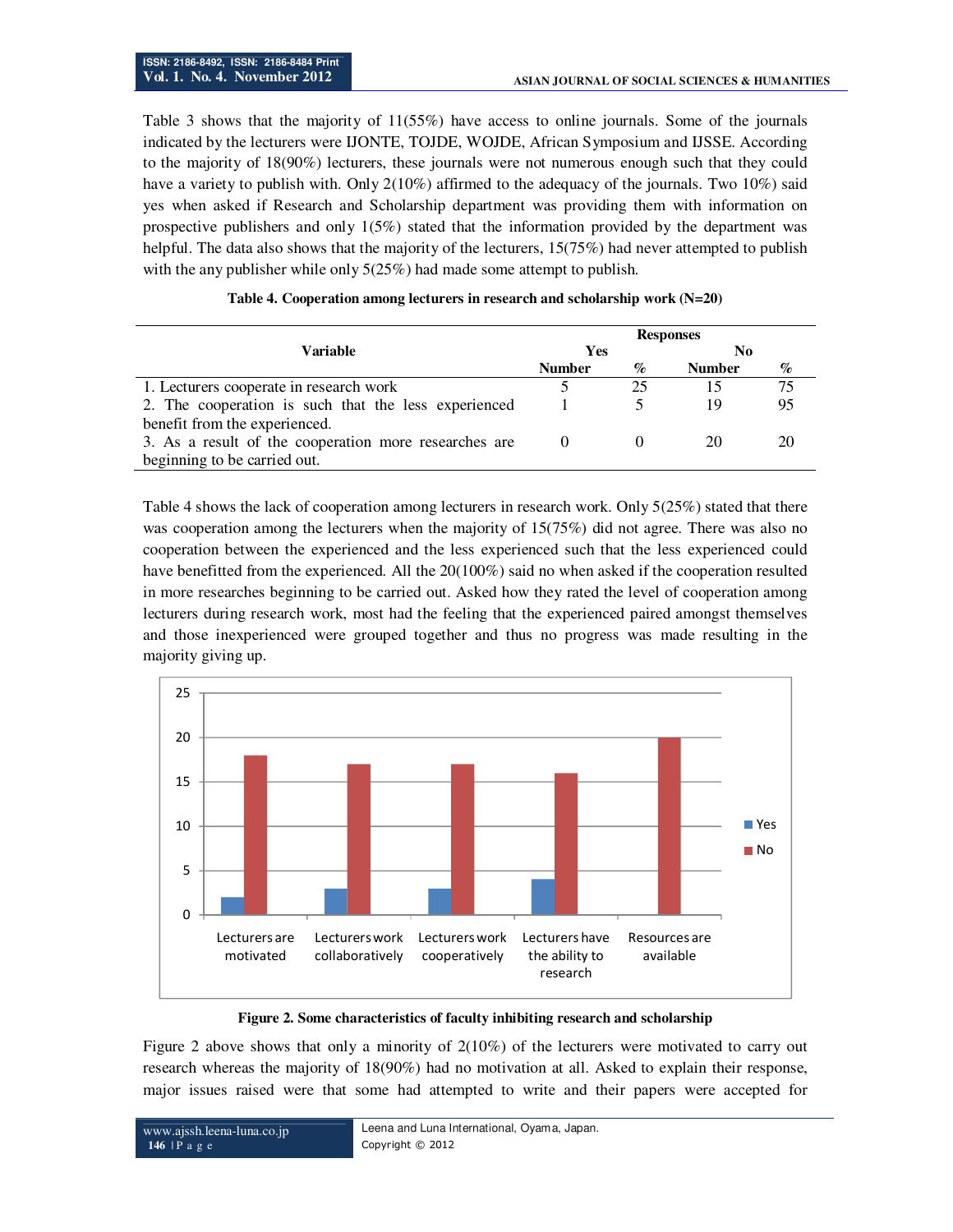Table 3 shows that the majority of 11(55%) have access to online journals. Some of the journals indicated by the lecturers were IJONTE, TOJDE, WOJDE, African Symposium and IJSSE. According to the majority of 18(90%) lecturers, these journals were not numerous enough such that they could have a variety to publish with. Only 2(10%) affirmed to the adequacy of the journals. Two 10%) said yes when asked if Research and Scholarship department was providing them with information on prospective publishers and only 1(5%) stated that the information provided by the department was helpful. The data also shows that the majority of the lecturers, 15(75%) had never attempted to publish with the any publisher while only 5(25%) had made some attempt to publish.

**Table 4. Cooperation among lecturers in research and scholarship work (N=20)**

| Variable | Responses | | | |
|---|---|---|---|---|
| | Yes | | No | |
| | Number | % | Number | % |
| 1. Lecturers cooperate in research work | 5 | 25 | 15 | 75 |
| 2. The cooperation is such that the less experienced benefit from the experienced. | 1 | 5 | 19 | 95 |
| 3. As a result of the cooperation more researches are beginning to be carried out. | 0 | 0 | 20 | 20 |

Table 4 shows the lack of cooperation among lecturers in research work. Only 5(25%) stated that there was cooperation among the lecturers when the majority of 15(75%) did not agree. There was also no cooperation between the experienced and the less experienced such that the less experienced could have benefitted from the experienced. All the 20(100%) said no when asked if the cooperation resulted in more researches beginning to be carried out. Asked how they rated the level of cooperation among lecturers during research work, most had the feeling that the experienced paired amongst themselves and those inexperienced were grouped together and thus no progress was made resulting in the majority giving up.

| Characteristic | Yes | No |
|---|---|---|
| Lecturers are motivated | 2 | 18 |
| Lecturers work collaboratively | 3 | 17 |
| Lecturers work cooperatively | 3 | 17 |
| Lecturers have the ability to research | 4 | 16 |
| Resources are available | 0 | 20 |

**Figure 2. Some characteristics of faculty inhibiting research and scholarship**

Figure 2 above shows that only a minority of 2(10%) of the lecturers were motivated to carry out research whereas the majority of 18(90%) had no motivation at all. Asked to explain their response, major issues raised were that some had attempted to write and their papers were accepted for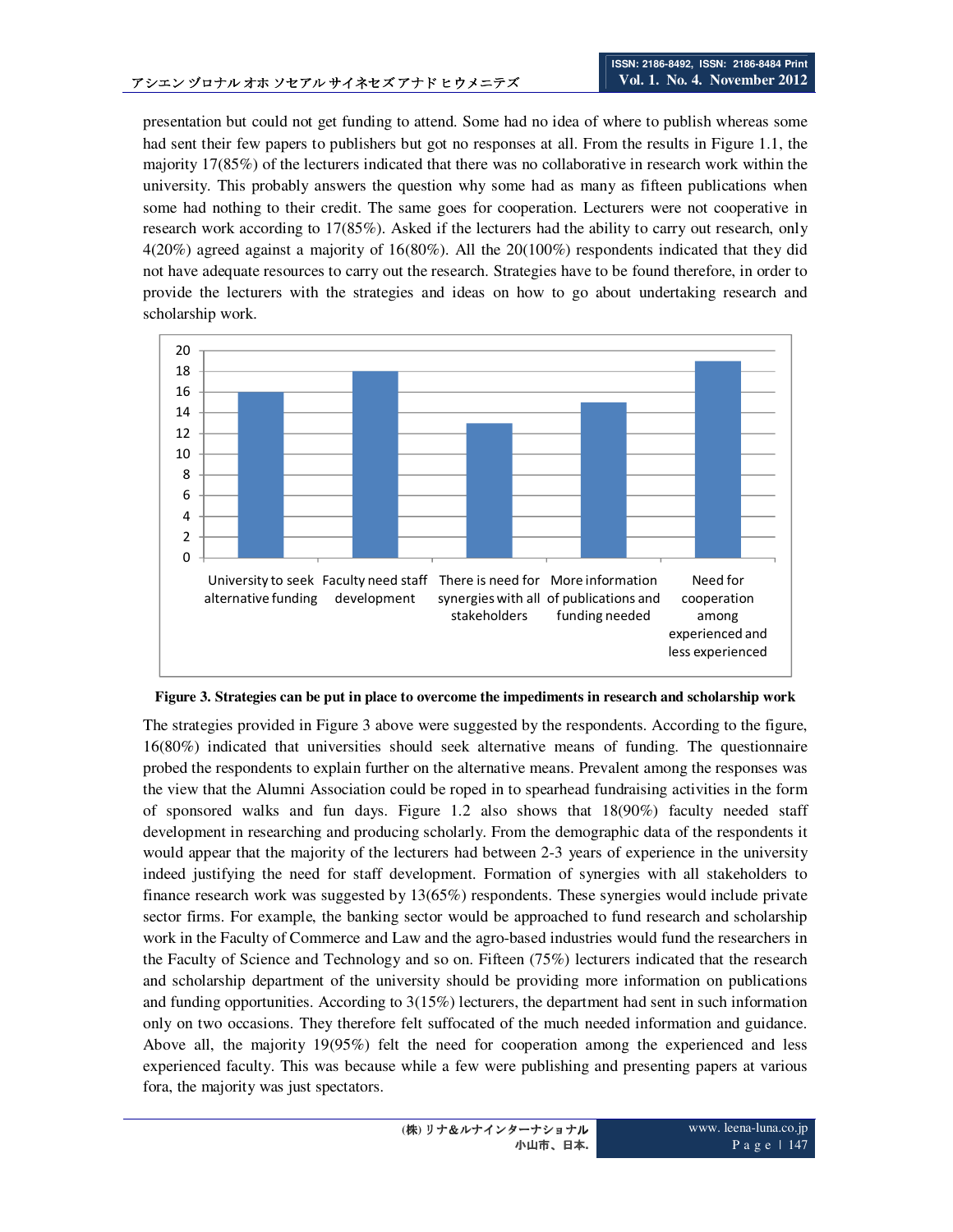presentation but could not get funding to attend. Some had no idea of where to publish whereas some had sent their few papers to publishers but got no responses at all. From the results in Figure 1.1, the majority 17(85%) of the lecturers indicated that there was no collaborative in research work within the university. This probably answers the question why some had as many as fifteen publications when some had nothing to their credit. The same goes for cooperation. Lecturers were not cooperative in research work according to 17(85%). Asked if the lecturers had the ability to carry out research, only 4(20%) agreed against a majority of 16(80%). All the 20(100%) respondents indicated that they did not have adequate resources to carry out the research. Strategies have to be found therefore, in order to provide the lecturers with the strategies and ideas on how to go about undertaking research and scholarship work.

**Figure 3. Strategies can be put in place to overcome the impediments in research and scholarship work**

The strategies provided in Figure 3 above were suggested by the respondents. According to the figure, 16(80%) indicated that universities should seek alternative means of funding. The questionnaire probed the respondents to explain further on the alternative means. Prevalent among the responses was the view that the Alumni Association could be roped in to spearhead fundraising activities in the form of sponsored walks and fun days. Figure 1.2 also shows that 18(90%) faculty needed staff development in researching and producing scholarly. From the demographic data of the respondents it would appear that the majority of the lecturers had between 2-3 years of experience in the university indeed justifying the need for staff development. Formation of synergies with all stakeholders to finance research work was suggested by 13(65%) respondents. These synergies would include private sector firms. For example, the banking sector would be approached to fund research and scholarship work in the Faculty of Commerce and Law and the agro-based industries would fund the researchers in the Faculty of Science and Technology and so on. Fifteen (75%) lecturers indicated that the research and scholarship department of the university should be providing more information on publications and funding opportunities. According to 3(15%) lecturers, the department had sent in such information only on two occasions. They therefore felt suffocated of the much needed information and guidance. Above all, the majority 19(95%) felt the need for cooperation among the experienced and less experienced faculty. This was because while a few were publishing and presenting papers at various fora, the majority was just spectators.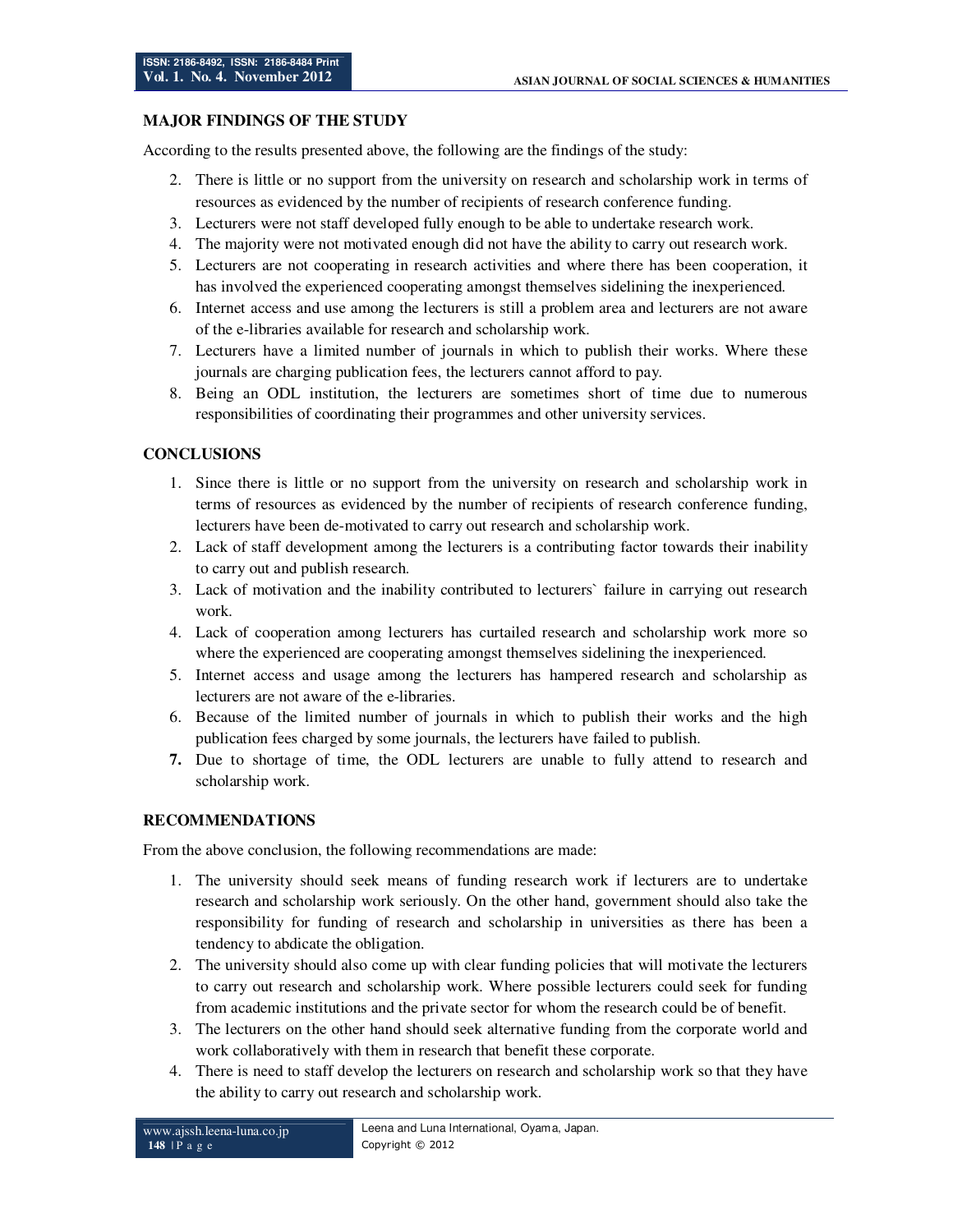### MAJOR FINDINGS OF THE STUDY

According to the results presented above, the following are the findings of the study:

2. There is little or no support from the university on research and scholarship work in terms of resources as evidenced by the number of recipients of research conference funding.
3. Lecturers were not staff developed fully enough to be able to undertake research work.
4. The majority were not motivated enough did not have the ability to carry out research work.
5. Lecturers are not cooperating in research activities and where there has been cooperation, it has involved the experienced cooperating amongst themselves sidelining the inexperienced.
6. Internet access and use among the lecturers is still a problem area and lecturers are not aware of the e-libraries available for research and scholarship work.
7. Lecturers have a limited number of journals in which to publish their works. Where these journals are charging publication fees, the lecturers cannot afford to pay.
8. Being an ODL institution, the lecturers are sometimes short of time due to numerous responsibilities of coordinating their programmes and other university services.

### CONCLUSIONS

1. Since there is little or no support from the university on research and scholarship work in terms of resources as evidenced by the number of recipients of research conference funding, lecturers have been de-motivated to carry out research and scholarship work.
2. Lack of staff development among the lecturers is a contributing factor towards their inability to carry out and publish research.
3. Lack of motivation and the inability contributed to lecturers` failure in carrying out research work.
4. Lack of cooperation among lecturers has curtailed research and scholarship work more so where the experienced are cooperating amongst themselves sidelining the inexperienced.
5. Internet access and usage among the lecturers has hampered research and scholarship as lecturers are not aware of the e-libraries.
6. Because of the limited number of journals in which to publish their works and the high publication fees charged by some journals, the lecturers have failed to publish.
7. Due to shortage of time, the ODL lecturers are unable to fully attend to research and scholarship work.

### RECOMMENDATIONS

From the above conclusion, the following recommendations are made:

1. The university should seek means of funding research work if lecturers are to undertake research and scholarship work seriously. On the other hand, government should also take the responsibility for funding of research and scholarship in universities as there has been a tendency to abdicate the obligation.
2. The university should also come up with clear funding policies that will motivate the lecturers to carry out research and scholarship work. Where possible lecturers could seek for funding from academic institutions and the private sector for whom the research could be of benefit.
3. The lecturers on the other hand should seek alternative funding from the corporate world and work collaboratively with them in research that benefit these corporate.
4. There is need to staff develop the lecturers on research and scholarship work so that they have the ability to carry out research and scholarship work.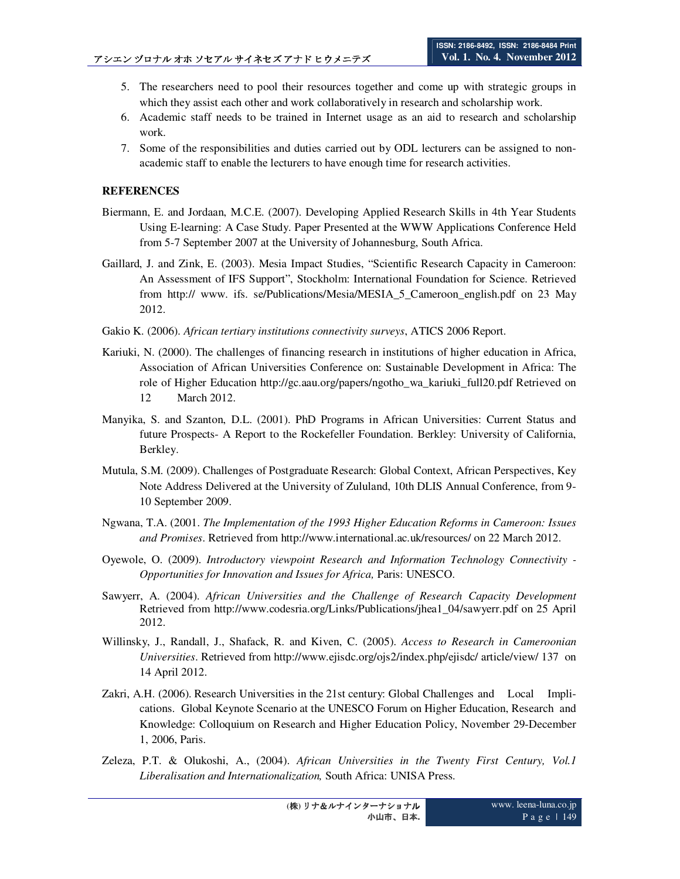5. The researchers need to pool their resources together and come up with strategic groups in which they assist each other and work collaboratively in research and scholarship work.
6. Academic staff needs to be trained in Internet usage as an aid to research and scholarship work.
7. Some of the responsibilities and duties carried out by ODL lecturers can be assigned to non-academic staff to enable the lecturers to have enough time for research activities.

**REFERENCES**

Biermann, E. and Jordaan, M.C.E. (2007). Developing Applied Research Skills in 4th Year Students Using E-learning: A Case Study. Paper Presented at the WWW Applications Conference Held from 5-7 September 2007 at the University of Johannesburg, South Africa.

Gaillard, J. and Zink, E. (2003). Mesia Impact Studies, "Scientific Research Capacity in Cameroon: An Assessment of IFS Support", Stockholm: International Foundation for Science. Retrieved from http:// www. ifs. se/Publications/Mesia/MESIA_5_Cameroon_english.pdf on 23 May 2012.

Gakio K. (2006). *African tertiary institutions connectivity surveys*, ATICS 2006 Report.

Kariuki, N. (2000). The challenges of financing research in institutions of higher education in Africa, Association of African Universities Conference on: Sustainable Development in Africa: The role of Higher Education http://gc.aau.org/papers/ngotho_wa_kariuki_full20.pdf Retrieved on 12 March 2012.

Manyika, S. and Szanton, D.L. (2001). PhD Programs in African Universities: Current Status and future Prospects- A Report to the Rockefeller Foundation. Berkley: University of California, Berkley.

Mutula, S.M. (2009). Challenges of Postgraduate Research: Global Context, African Perspectives, Key Note Address Delivered at the University of Zululand, 10th DLIS Annual Conference, from 9-10 September 2009.

Ngwana, T.A. (2001. *The Implementation of the 1993 Higher Education Reforms in Cameroon: Issues and Promises*. Retrieved from http://www.international.ac.uk/resources/ on 22 March 2012.

Oyewole, O. (2009). *Introductory viewpoint Research and Information Technology Connectivity - Opportunities for Innovation and Issues for Africa,* Paris: UNESCO.

Sawyerr, A. (2004). *African Universities and the Challenge of Research Capacity Development* Retrieved from http://www.codesria.org/Links/Publications/jhea1_04/sawyerr.pdf on 25 April 2012.

Willinsky, J., Randall, J., Shafack, R. and Kiven, C. (2005). *Access to Research in Cameroonian Universities*. Retrieved from http://www.ejisdc.org/ojs2/index.php/ejisdc/ article/view/ 137 on 14 April 2012.

Zakri, A.H. (2006). Research Universities in the 21st century: Global Challenges and Local Implications. Global Keynote Scenario at the UNESCO Forum on Higher Education, Research and Knowledge: Colloquium on Research and Higher Education Policy, November 29-December 1, 2006, Paris.

Zeleza, P.T. & Olukoshi, A., (2004). *African Universities in the Twenty First Century, Vol.1 Liberalisation and Internationalization,* South Africa: UNISA Press.